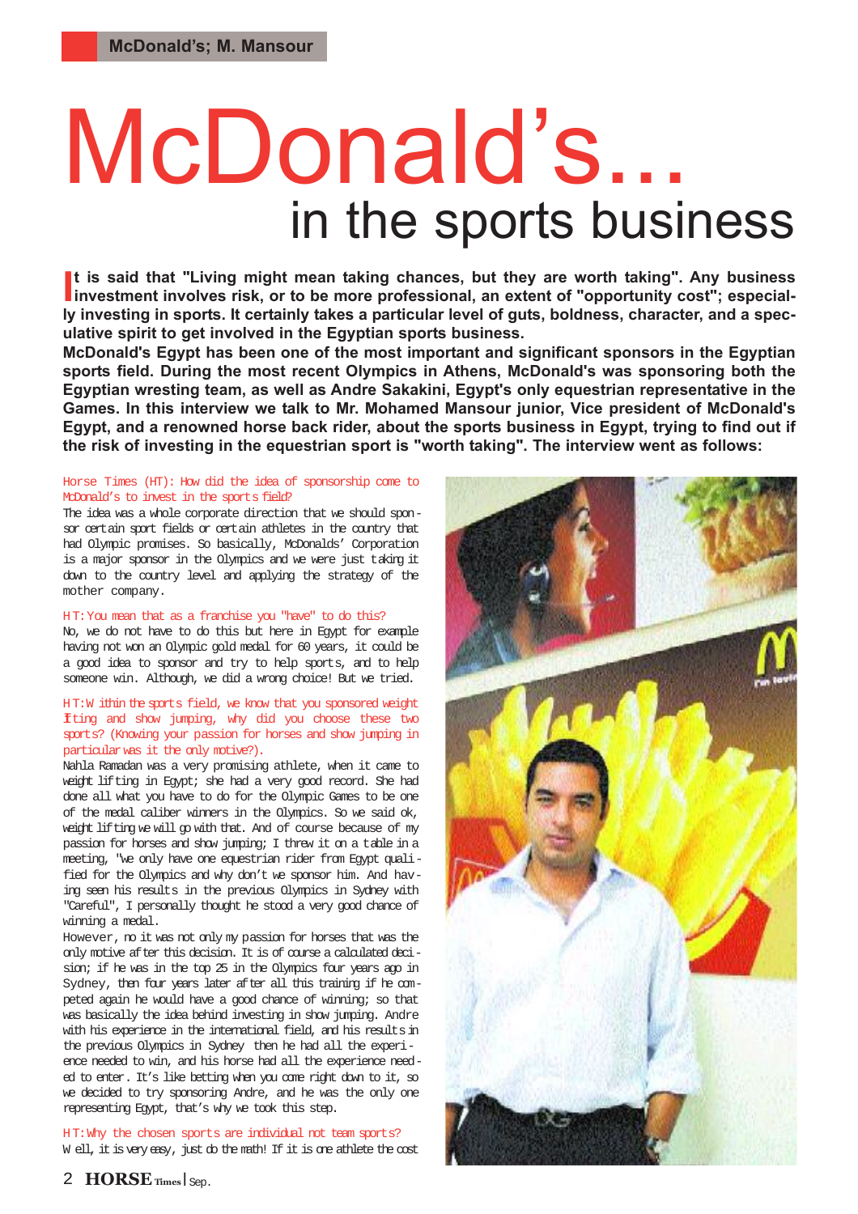# McDonald's...
## in the sports business

**It is said that "Living might mean taking chances, but they are worth taking". Any business investment involves risk, or to be more professional, an extent of "opportunity cost"; especially investing in sports. It certainly takes a particular level of guts, boldness, character, and a speculative spirit to get involved in the Egyptian sports business.**

**McDonald's Egypt has been one of the most important and significant sponsors in the Egyptian sports field. During the most recent Olympics in Athens, McDonald's was sponsoring both the Egyptian wresting team, as well as Andre Sakakini, Egypt's only equestrian representative in the Games. In this interview we talk to Mr. Mohamed Mansour junior, Vice president of McDonald's Egypt, and a renowned horse back rider, about the sports business in Egypt, trying to find out if the risk of investing in the equestrian sport is "worth taking". The interview went as follows:**

Horse Times (HT): How did the idea of sponsorship come to McDonald's to invest in the sports field?

The idea was a whole corporate direction that we should sponsor certain sport fields or certain athletes in the country that had Olympic promises. So basically, McDonalds' Corporation is a major sponsor in the Olympics and we were just taking it down to the country level and applying the strategy of the mother company.

HT: You mean that as a franchise you "have" to do this?

No, we do not have to do this but here in Egypt for example having not won an Olympic gold medal for 60 years, it could be a good idea to sponsor and try to help sports, and to help someone win. Although, we did a wrong choice! But we tried.

HT: Within the sports field, we know that you sponsored weight lifting and show jumping, why did you choose these two sports? (Knowing your passion for horses and show jumping in particular was it the only motive?).

Nahla Ramadan was a very promising athlete, when it came to weight lifting in Egypt; she had a very good record. She had done all what you have to do for the Olympic Games to be one of the medal caliber winners in the Olympics. So we said ok, weight lifting we will go with that. And of course because of my passion for horses and show jumping; I threw it on a table in a meeting, "we only have one equestrian rider from Egypt qualified for the Olympics and why don't we sponsor him. And having seen his results in the previous Olympics in Sydney with "Careful", I personally thought he stood a very good chance of winning a medal.

However, no it was not only my passion for horses that was the only motive after this decision. It is of course a calculated decision; if he was in the top 25 in the Olympics four years ago in Sydney, then four years later after all this training if he competed again he would have a good chance of winning; so that was basically the idea behind investing in show jumping. Andre with his experience in the international field, and his results in the previous Olympics in Sydney then he had all the experience needed to win, and his horse had all the experience needed to enter. It's like betting when you come right down to it, so we decided to try sponsoring Andre, and he was the only one representing Egypt, that's why we took this step.

HT: Why the chosen sports are individual not team sports?

Well, it is very easy, just do the math! If it is one athlete the cost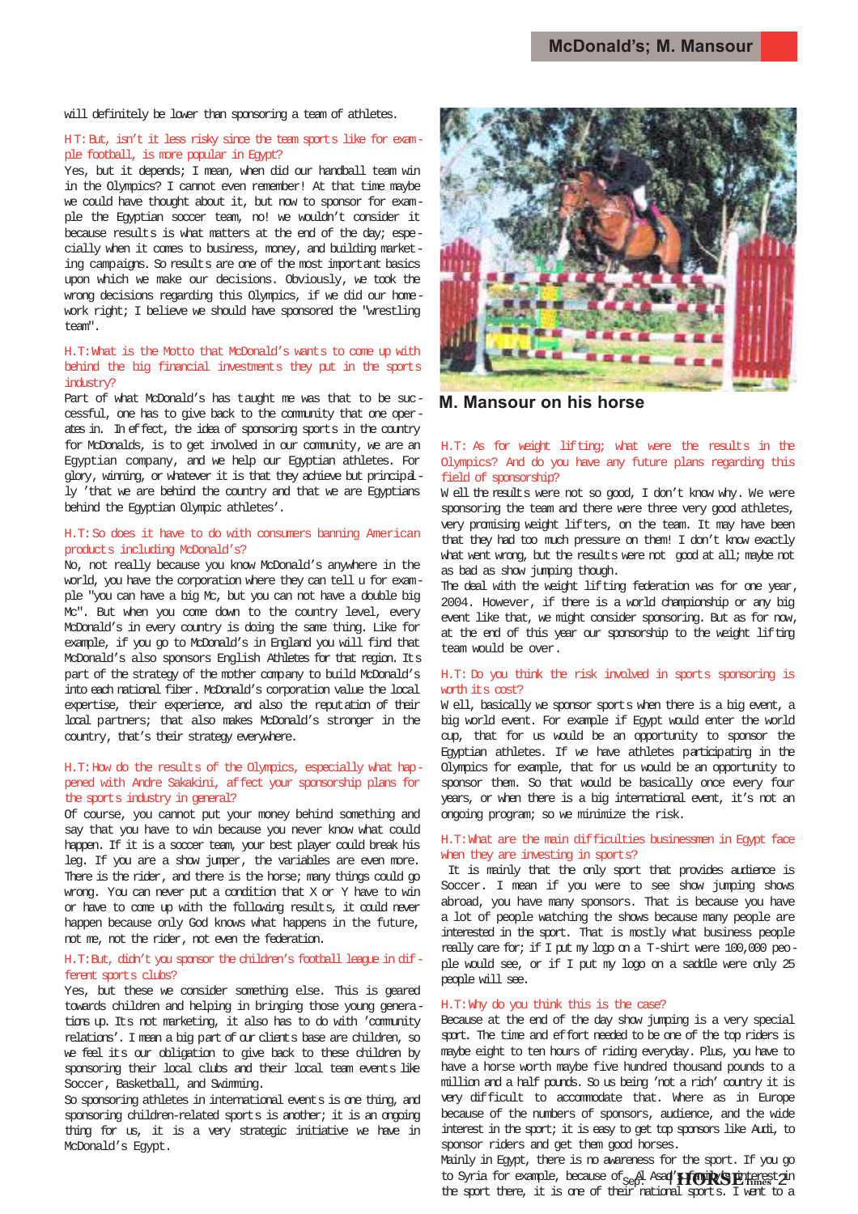will definitely be lower than sponsoring a team of athletes.

**H.T: But, isn't it less risky since the team sports like for example football, is more popular in Egypt?**

Yes, but it depends; I mean, when did our handball team win in the Olympics? I cannot even remember! At that time maybe we could have thought about it, but now to sponsor for example the Egyptian soccer team, no! we wouldn't consider it because results is what matters at the end of the day; especially when it comes to business, money, and building marketing campaigns. So results are one of the most important basics upon which we make our decisions. Obviously, we took the wrong decisions regarding this Olympics, if we did our homework right; I believe we should have sponsored the "wrestling team".

**H.T: What is the Motto that McDonald's wants to come up with behind the big financial investments they put in the sports industry?**

Part of what McDonald's has taught me was that to be successful, one has to give back to the community that one operates in. In effect, the idea of sponsoring sports in the country for McDonalds, is to get involved in our community, we are an Egyptian company, and we help our Egyptian athletes. For glory, winning, or whatever it is that they achieve but principally 'that we are behind the country and that we are Egyptians behind the Egyptian Olympic athletes'.

**H.T: So does it have to do with consumers banning American products including McDonald's?**

No, not really because you know McDonald's anywhere in the world, you have the corporation where they can tell u for example "you can have a big Mc, but you can not have a double big Mc". But when you come down to the country level, every McDonald's in every country is doing the same thing. Like for example, if you go to McDonald's in England you will find that McDonald's also sponsors English Athletes for that region. Its part of the strategy of the mother company to build McDonald's into each national fiber. McDonald's corporation value the local expertise, their experience, and also the reputation of their local partners; that also makes McDonald's stronger in the country, that's their strategy everywhere.

**H.T: How do the results of the Olympics, especially what happened with Andre Sakakini, affect your sponsorship plans for the sports industry in general?**

Of course, you cannot put your money behind something and say that you have to win because you never know what could happen. If it is a soccer team, your best player could break his leg. If you are a show jumper, the variables are even more. There is the rider, and there is the horse; many things could go wrong. You can never put a condition that X or Y have to win or have to come up with the following results, it could never happen because only God knows what happens in the future, not me, not the rider, not even the federation.

**H.T: But, didn't you sponsor the children's football league in different sports clubs?**

Yes, but these we consider something else. This is geared towards children and helping in bringing those young generations up. Its not marketing, it also has to do with 'community relations'. I mean a big part of our clients base are children, so we feel its our obligation to give back to these children by sponsoring their local clubs and their local team events like Soccer, Basketball, and Swimming.

So sponsoring athletes in international events is one thing, and sponsoring children-related sports is another; it is an ongoing thing for us, it is a very strategic initiative we have in McDonald's Egypt.

**M. Mansour on his horse**

**H.T: As for weight lifting; what were the results in the Olympics? And do you have any future plans regarding this field of sponsorship?**

Well the results were not so good, I don't know why. We were sponsoring the team and there were three very good athletes, very promising weight lifters, on the team. It may have been that they had too much pressure on them! I don't know exactly what went wrong, but the results were not good at all; maybe not as bad as show jumping though.

The deal with the weight lifting federation was for one year, 2004. However, if there is a world championship or any big event like that, we might consider sponsoring. But as for now, at the end of this year our sponsorship to the weight lifting team would be over.

**H.T: Do you think the risk involved in sports sponsoring is worth its cost?**

Well, basically we sponsor sports when there is a big event, a big world event. For example if Egypt would enter the world cup, that for us would be an opportunity to sponsor the Egyptian athletes. If we have athletes participating in the Olympics for example, that for us would be an opportunity to sponsor them. So that would be basically once every four years, or when there is a big international event, it's not an ongoing program; so we minimize the risk.

**H.T: What are the main difficulties businessmen in Egypt face when they are investing in sports?**

It is mainly that the only sport that provides audience is Soccer. I mean if you were to see show jumping shows abroad, you have many sponsors. That is because you have a lot of people watching the shows because many people are interested in the sport. That is mostly what business people really care for; if I put my logo on a T-shirt were 100,000 people would see, or if I put my logo on a saddle were only 25 people will see.

**H.T: Why do you think this is the case?**

Because at the end of the day show jumping is a very special sport. The time and effort needed to be one of the top riders is maybe eight to ten hours of riding everyday. Plus, you have to have a horse worth maybe five hundred thousand pounds to a million and a half pounds. So us being 'not a rich' country it is very difficult to accommodate that. Where as in Europe because of the numbers of sponsors, audience, and the wide interest in the sport; it is easy to get top sponsors like Audi, to sponsor riders and get them good horses.

Mainly in Egypt, there is no awareness for the sport. If you go to Syria for example, because of Al Asad's family's interest in the sport there, it is one of their national sports. I went to a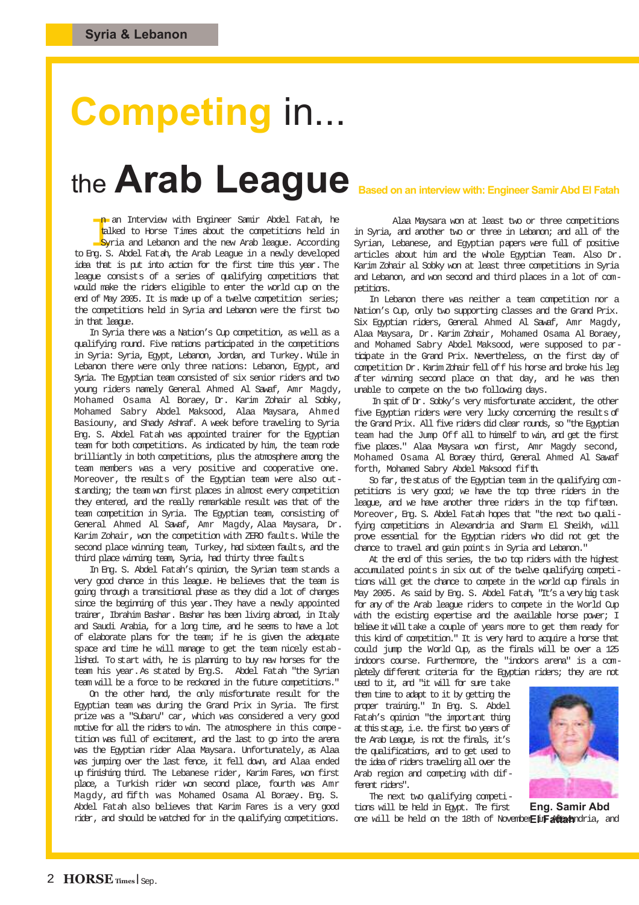# Competing in... the Arab League

Based on an interview with: Engineer Samir Abd El Fatah

In an Interview with Engineer Samir Abdel Fatah, he talked to Horse Times about the competitions held in Syria and Lebanon and the new Arab league. According to Eng. S. Abdel Fatah, the Arab League in a newly developed idea that is put into action for the first time this year. The league consists of a series of qualifying competitions that would make the riders eligible to enter the world cup on the end of May 2005. It is made up of a twelve competition series; the competitions held in Syria and Lebanon were the first two in that league.

In Syria there was a Nation's Cup competition, as well as a qualifying round. Five nations participated in the competitions in Syria: Syria, Egypt, Lebanon, Jordan, and Turkey. While in Lebanon there were only three nations: Lebanon, Egypt, and Syria. The Egyptian team consisted of six senior riders and two young riders namely General Ahmed Al Sawaf, Amr Magdy, Mohamed Osama Al Boraey, Dr. Karim Zohair al Sobky, Mohamed Sabry Abdel Maksood, Alaa Maysara, Ahmed Basiouny, and Shady Ashraf. A week before traveling to Syria Eng. S. Abdel Fatah was appointed trainer for the Egyptian team for both competitions. As indicated by him, the team rode brilliantly in both competitions, plus the atmosphere among the team members was a very positive and cooperative one. Moreover, the results of the Egyptian team were also outstanding; the team won first places in almost every competition they entered, and the really remarkable result was that of the team competition in Syria. The Egyptian team, consisting of General Ahmed Al Sawaf, Amr Magdy, Alaa Maysara, Dr. Karim Zohair, won the competition with ZERO faults. While the second place winning team, Turkey, had sixteen faults, and the third place winning team, Syria, had thirty three faults.

In Eng. S. Abdel Fatah's opinion, the Syrian team stands a very good chance in this league. He believes that the team is going through a transitional phase as they did a lot of changes since the beginning of this year. They have a newly appointed trainer, Ibrahim Bashar. Bashar has been living abroad, in Italy and Saudi Arabia, for a long time, and he seems to have a lot of elaborate plans for the team; if he is given the adequate space and time he will manage to get the team nicely established. To start with, he is planning to buy new horses for the team his year. As stated by Eng.S. Abdel Fatah "the Syrian team will be a force to be reckoned in the future competitions."

On the other hand, the only misfortunate result for the Egyptian team was during the Grand Prix in Syria. The first prize was a "Subaru" car, which was considered a very good motive for all the riders to win. The atmosphere in this competition was full of excitement, and the last to go into the arena was the Egyptian rider Alaa Maysara. Unfortunately, as Alaa was jumping over the last fence, it fell down, and Alaa ended up finishing third. The Lebanese rider, Karim Fares, won first place, a Turkish rider won second place, fourth was Amr Magdy, and fifth was Mohamed Osama Al Boraey. Eng. S. Abdel Fatah also believes that Karim Fares is a very good rider, and should be watched for in the qualifying competitions.

Alaa Maysara won at least two or three competitions in Syria, and another two or three in Lebanon; and all of the Syrian, Lebanese, and Egyptian papers were full of positive articles about him and the whole Egyptian Team. Also Dr. Karim Zohair al Sobky won at least three competitions in Syria and Lebanon, and won second and third places in a lot of competitions.

In Lebanon there was neither a team competition nor a Nation's Cup, only two supporting classes and the Grand Prix. Six Egyptian riders, General Ahmed Al Sawaf, Amr Magdy, Alaa Maysara, Dr. Karim Zohair, Mohamed Osama Al Boraey, and Mohamed Sabry Abdel Maksood, were supposed to participate in the Grand Prix. Nevertheless, on the first day of competition Dr. Karim Zohair fell off his horse and broke his leg after winning second place on that day, and he was then unable to compete on the two following days.

In spit of Dr. Sobky's very misfortunate accident, the other five Egyptian riders were very lucky concerning the results of the Grand Prix. All five riders did clear rounds, so "the Egyptian team had the Jump Off all to himself to win, and get the first five places." Alaa Maysara won first, Amr Magdy second, Mohamed Osama Al Boraey third, General Ahmed Al Sawaf forth, Mohamed Sabry Abdel Maksood fifth.

So far, the status of the Egyptian team in the qualifying competitions is very good; we have the top three riders in the league, and we have another three riders in the top fifteen. Moreover, Eng. S. Abdel Fatah hopes that "the next two qualifying competitions in Alexandria and Sharm El Sheikh, will prove essential for the Egyptian riders who did not get the chance to travel and gain points in Syria and Lebanon."

At the end of this series, the two top riders with the highest accumulated points in six out of the twelve qualifying competitions will get the chance to compete in the world cup finals in May 2005. As said by Eng. S. Abdel Fatah, "It's a very big task for any of the Arab league riders to compete in the World Cup with the existing expertise and the available horse power; I believe it will take a couple of years more to get them ready for this kind of competition." It is very hard to acquire a horse that could jump the World Cup, as the finals will be over a 125 indoors course. Furthermore, the "indoors arena" is a completely different criteria for the Egyptian riders; they are not used to it, and "it will for sure take them time to adapt to it by getting the proper training." In Eng. S. Abdel Fatah's opinion "the important thing at this stage, i.e. the first two years of the Arab League, is not the finals, it's the qualifications, and to get used to the idea of riders traveling all over the Arab region and competing with different riders".

Eng. Samir Abd El Fatah

The next two qualifying competitions will be held in Egypt. The first one will be held on the 18th of November in Alexandria, and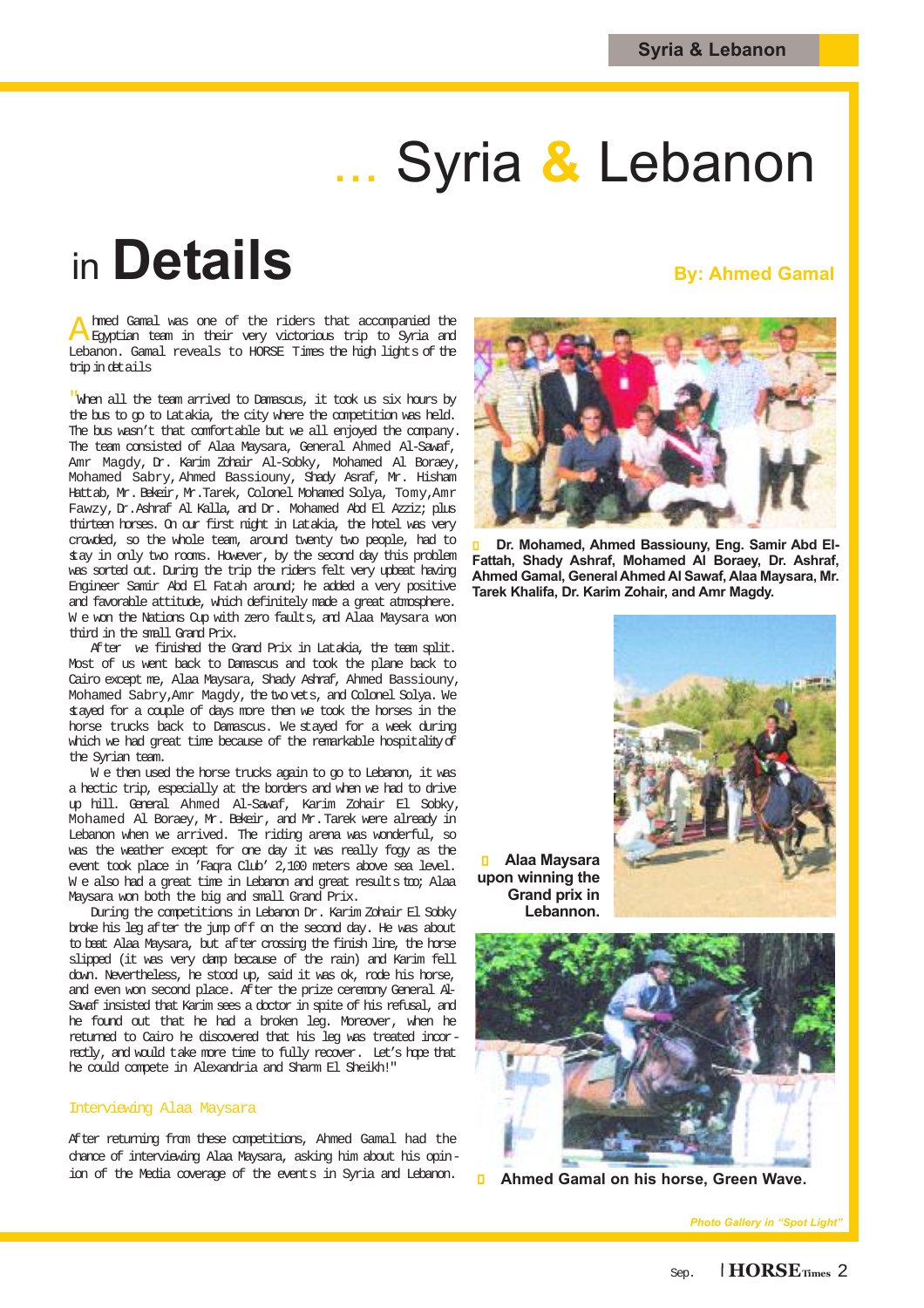# ... Syria & Lebanon in Details

**By: Ahmed Gamal**

Ahmed Gamal was one of the riders that accompanied the Egyptian team in their very victorious trip to Syria and Lebanon. Gamal reveals to HORSE Times the high lights of the trip in details

"When all the team arrived to Damascus, it took us six hours by the bus to go to Latakia, the city where the competition was held. The bus wasn't that comfortable but we all enjoyed the company. The team consisted of Alaa Maysara, General Ahmed Al-Sawaf, Amr Magdy, Dr. Karim Zohair Al-Sobky, Mohamed Al Boraey, Mohamed Sabry, Ahmed Bassiouny, Shady Asraf, Mr. Hisham Hattab, Mr. Bekeir, Mr.Tarek, Colonel Mohamed Solya, Tomy, Amr Fawzy, Dr.Ashraf Al Kalla, and Dr. Mohamed Abd El Aziz; plus thirteen horses. On our first night in Latakia, the hotel was very crowded, so the whole team, around twenty two people, had to stay in only two rooms. However, by the second day this problem was sorted out. During the trip the riders felt very upbeat having Engineer Samir Abd El Fatah around; he added a very positive and favorable attitude, which definitely made a great atmosphere. We won the Nations Cup with zero faults, and Alaa Maysara won third in the small Grand Prix.

After we finished the Grand Prix in Latakia, the team split. Most of us went back to Damascus and took the plane back to Cairo except me, Alaa Maysara, Shady Ashraf, Ahmed Bassiouny, Mohamed Sabry, Amr Magdy, the two vets, and Colonel Solya. We stayed for a couple of days more then we took the horses in the horse trucks back to Damascus. We stayed for a week during which we had great time because of the remarkable hospitality of the Syrian team.

We then used the horse trucks again to go to Lebanon, it was a hectic trip, especially at the borders and when we had to drive up hill. General Ahmed Al-Sawaf, Karim Zohair El Sobky, Mohamed Al Boraey, Mr. Bekeir, and Mr.Tarek were already in Lebanon when we arrived. The riding arena was wonderful, so was the weather except for one day it was really fogy as the event took place in 'Faqra Club' 2,100 meters above sea level. We also had a great time in Lebanon and great results too; Alaa Maysara won both the big and small Grand Prix.

During the competitions in Lebanon Dr. Karim Zohair El Sobky broke his leg after the jump off on the second day. He was about to beat Alaa Maysara, but after crossing the finish line, the horse slipped (it was very damp because of the rain) and Karim fell down. Nevertheless, he stood up, said it was ok, rode his horse, and even won second place. After the prize ceremony General Al-Sawaf insisted that Karim sees a doctor in spite of his refusal, and he found out that he had a broken leg. Moreover, when he returned to Cairo he discovered that his leg was treated incorrectly, and would take more time to fully recover. Let's hope that he could compete in Alexandria and Sharm El Sheikh!"

## Interviewing Alaa Maysara

After returning from these competitions, Ahmed Gamal had the chance of interviewing Alaa Maysara, asking him about his opinion of the Media coverage of the events in Syria and Lebanon.

Dr. Mohamed, Ahmed Bassiouny, Eng. Samir Abd El-Fattah, Shady Ashraf, Mohamed Al Boraey, Dr. Ashraf, Ahmed Gamal, General Ahmed Al Sawaf, Alaa Maysara, Mr. Tarek Khalifa, Dr. Karim Zohair, and Amr Magdy.

Alaa Maysara upon winning the Grand prix in Lebannon.

Ahmed Gamal on his horse, Green Wave.

*Photo Gallery in "Spot Light"*